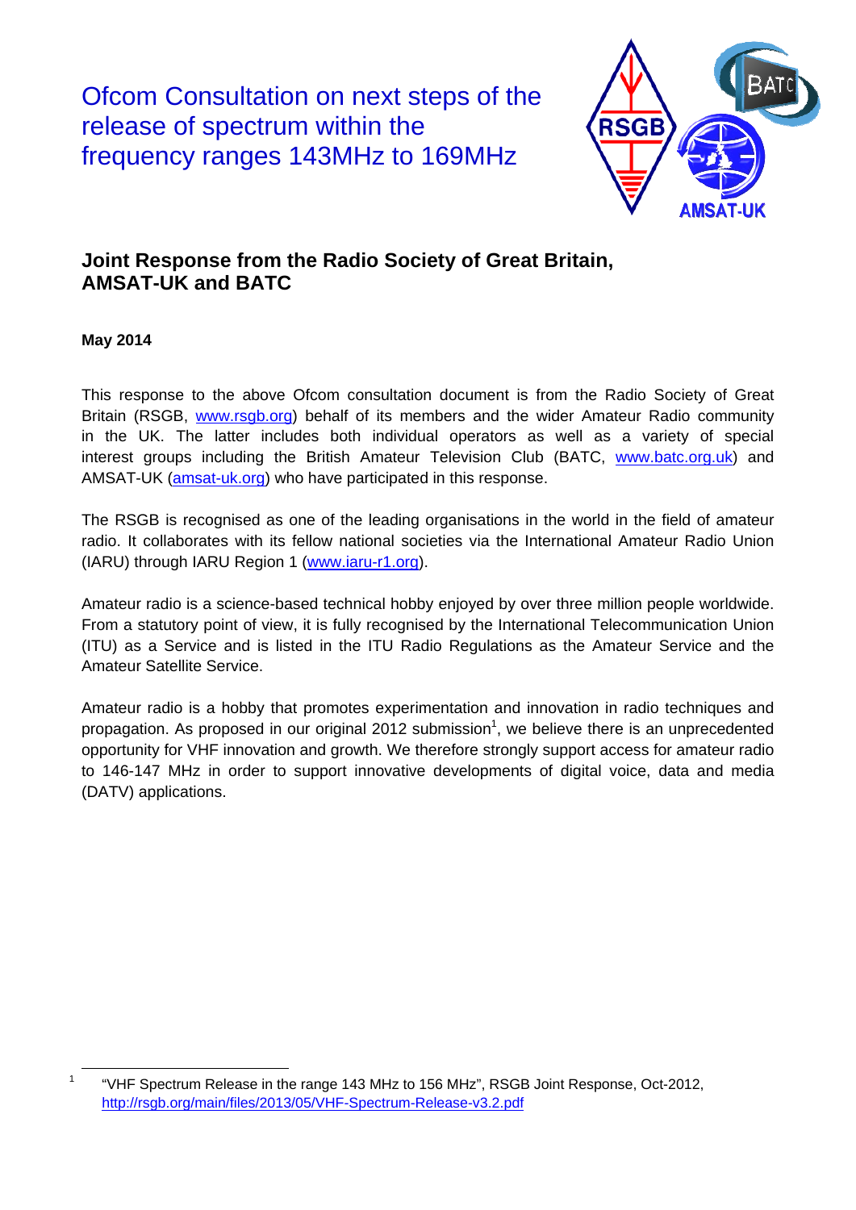# Ofcom Consultation on next steps of the release of spectrum within the frequency ranges 143MHz to 169MHz

## Joint Response from the Radio Society of Great Britain, AMSAT-UK and BATC

**May 2014**

This response to the above Ofcom consultation document is from the Radio Society of Great Britain (RSGB, www.rsgb.org) behalf of its members and the wider Amateur Radio community in the UK. The latter includes both individual operators as well as a variety of special interest groups including the British Amateur Television Club (BATC, www.batc.org.uk) and AMSAT-UK (amsat-uk.org) who have participated in this response.

The RSGB is recognised as one of the leading organisations in the world in the field of amateur radio. It collaborates with its fellow national societies via the International Amateur Radio Union (IARU) through IARU Region 1 (www.iaru-r1.org).

Amateur radio is a science-based technical hobby enjoyed by over three million people worldwide. From a statutory point of view, it is fully recognised by the International Telecommunication Union (ITU) as a Service and is listed in the ITU Radio Regulations as the Amateur Service and the Amateur Satellite Service.

Amateur radio is a hobby that promotes experimentation and innovation in radio techniques and propagation. As proposed in our original 2012 submission[1], we believe there is an unprecedented opportunity for VHF innovation and growth. We therefore strongly support access for amateur radio to 146-147 MHz in order to support innovative developments of digital voice, data and media (DATV) applications.

---

[1] "VHF Spectrum Release in the range 143 MHz to 156 MHz", RSGB Joint Response, Oct-2012, http://rsgb.org/main/files/2013/05/VHF-Spectrum-Release-v3.2.pdf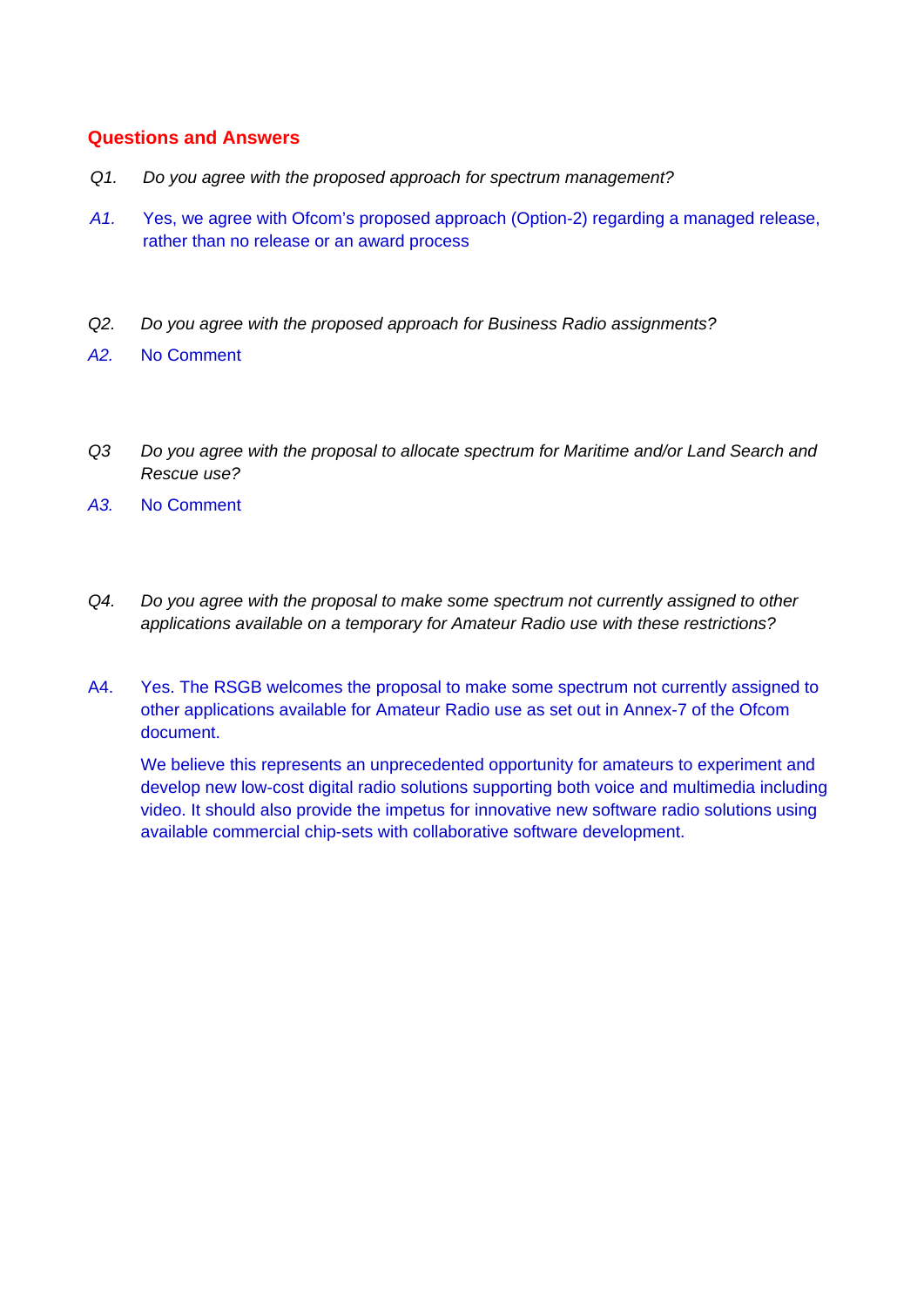## Questions and Answers

*Q1. Do you agree with the proposed approach for spectrum management?*

*A1.* Yes, we agree with Ofcom's proposed approach (Option-2) regarding a managed release, rather than no release or an award process

*Q2. Do you agree with the proposed approach for Business Radio assignments?*

*A2.* No Comment

*Q3 Do you agree with the proposal to allocate spectrum for Maritime and/or Land Search and Rescue use?*

*A3.* No Comment

*Q4. Do you agree with the proposal to make some spectrum not currently assigned to other applications available on a temporary for Amateur Radio use with these restrictions?*

A4. Yes. The RSGB welcomes the proposal to make some spectrum not currently assigned to other applications available for Amateur Radio use as set out in Annex-7 of the Ofcom document.

We believe this represents an unprecedented opportunity for amateurs to experiment and develop new low-cost digital radio solutions supporting both voice and multimedia including video. It should also provide the impetus for innovative new software radio solutions using available commercial chip-sets with collaborative software development.